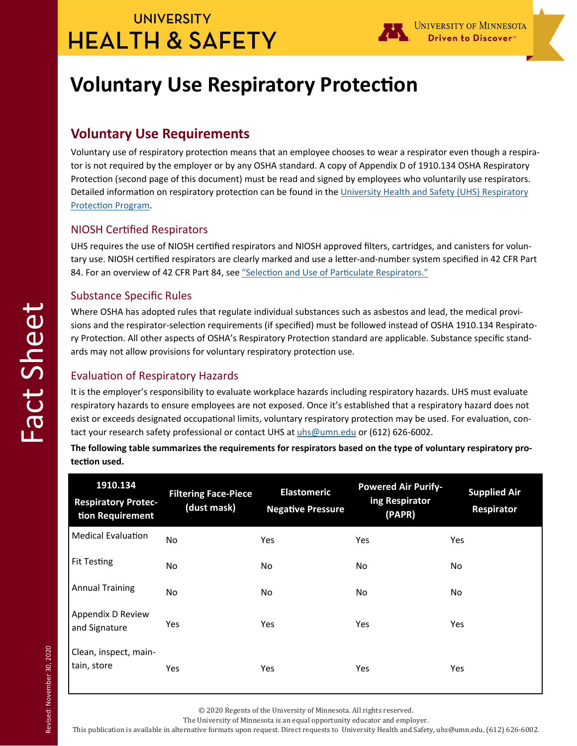# Voluntary Use Respiratory Protection

## Voluntary Use Requirements

Voluntary use of respiratory protection means that an employee chooses to wear a respirator even though a respirator is not required by the employer or by any OSHA standard. A copy of Appendix D of 1910.134 OSHA Respiratory Protection (second page of this document) must be read and signed by employees who voluntarily use respirators. Detailed information on respiratory protection can be found in the University Health and Safety (UHS) Respiratory Protection Program.

### NIOSH Certified Respirators

UHS requires the use of NIOSH certified respirators and NIOSH approved filters, cartridges, and canisters for voluntary use. NIOSH certified respirators are clearly marked and use a letter-and-number system specified in 42 CFR Part 84. For an overview of 42 CFR Part 84, see "Selection and Use of Particulate Respirators."

### Substance Specific Rules

Where OSHA has adopted rules that regulate individual substances such as asbestos and lead, the medical provisions and the respirator-selection requirements (if specified) must be followed instead of OSHA 1910.134 Respiratory Protection. All other aspects of OSHA's Respiratory Protection standard are applicable. Substance specific standards may not allow provisions for voluntary respiratory protection use.

### Evaluation of Respiratory Hazards

It is the employer's responsibility to evaluate workplace hazards including respiratory hazards. UHS must evaluate respiratory hazards to ensure employees are not exposed. Once it's established that a respiratory hazard does not exist or exceeds designated occupational limits, voluntary respiratory protection may be used. For evaluation, contact your research safety professional or contact UHS at uhs@umn.edu or (612) 626-6002.

**The following table summarizes the requirements for respirators based on the type of voluntary respiratory protection used.**

| 1910.134 Respiratory Protection Requirement | Filtering Face-Piece (dust mask) | Elastomeric Negative Pressure | Powered Air Purifying Respirator (PAPR) | Supplied Air Respirator |
|---|---|---|---|---|
| Medical Evaluation | No | Yes | Yes | Yes |
| Fit Testing | No | No | No | No |
| Annual Training | No | No | No | No |
| Appendix D Review and Signature | Yes | Yes | Yes | Yes |
| Clean, inspect, maintain, store | Yes | Yes | Yes | Yes |

© 2020 Regents of the University of Minnesota. All rights reserved.
The University of Minnesota is an equal opportunity educator and employer.
This publication is available in alternative formats upon request. Direct requests to University Health and Safety, uhs@umn.edu, (612) 626-6002.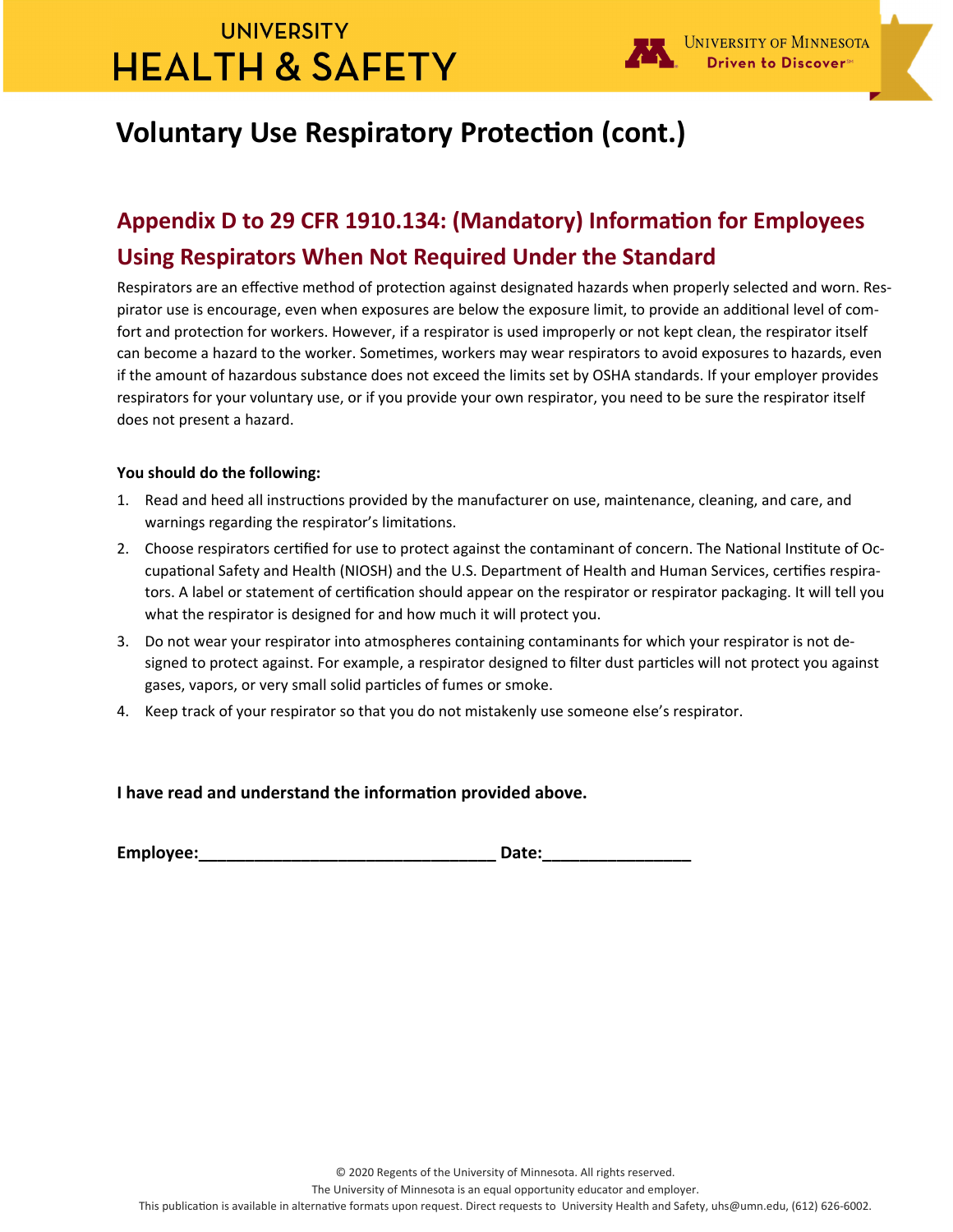# Voluntary Use Respiratory Protection (cont.)

## Appendix D to 29 CFR 1910.134: (Mandatory) Information for Employees Using Respirators When Not Required Under the Standard

Respirators are an effective method of protection against designated hazards when properly selected and worn. Respirator use is encourage, even when exposures are below the exposure limit, to provide an additional level of comfort and protection for workers. However, if a respirator is used improperly or not kept clean, the respirator itself can become a hazard to the worker. Sometimes, workers may wear respirators to avoid exposures to hazards, even if the amount of hazardous substance does not exceed the limits set by OSHA standards. If your employer provides respirators for your voluntary use, or if you provide your own respirator, you need to be sure the respirator itself does not present a hazard.

**You should do the following:**

1. Read and heed all instructions provided by the manufacturer on use, maintenance, cleaning, and care, and warnings regarding the respirator's limitations.
2. Choose respirators certified for use to protect against the contaminant of concern. The National Institute of Occupational Safety and Health (NIOSH) and the U.S. Department of Health and Human Services, certifies respirators. A label or statement of certification should appear on the respirator or respirator packaging. It will tell you what the respirator is designed for and how much it will protect you.
3. Do not wear your respirator into atmospheres containing contaminants for which your respirator is not designed to protect against. For example, a respirator designed to filter dust particles will not protect you against gases, vapors, or very small solid particles of fumes or smoke.
4. Keep track of your respirator so that you do not mistakenly use someone else's respirator.

**I have read and understand the information provided above.**

**Employee:_________________________________ Date:________________**

© 2020 Regents of the University of Minnesota. All rights reserved.

The University of Minnesota is an equal opportunity educator and employer.

This publication is available in alternative formats upon request. Direct requests to University Health and Safety, uhs@umn.edu, (612) 626-6002.